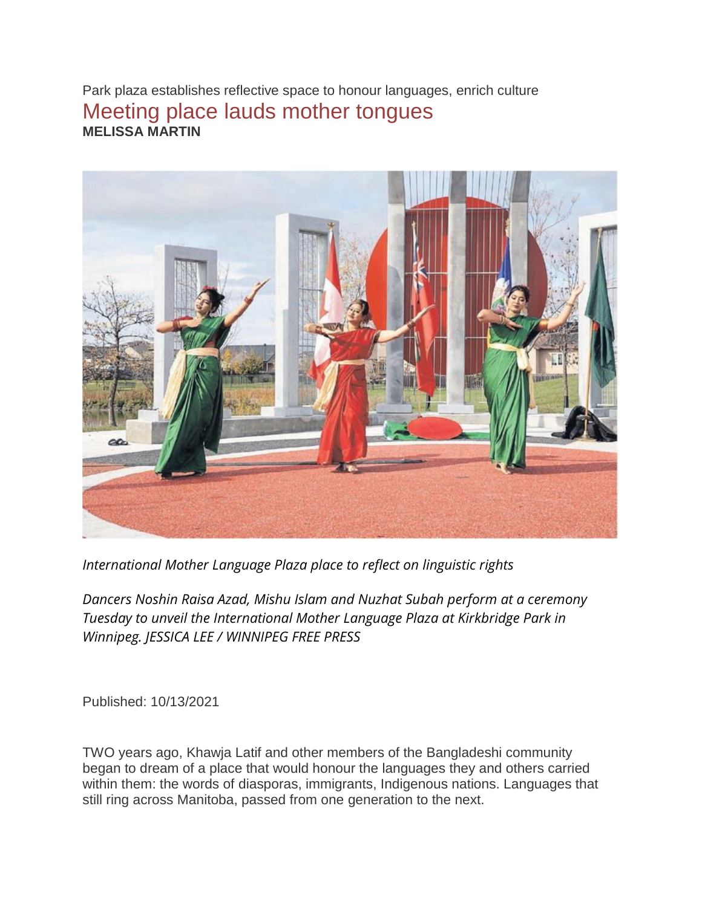Park plaza establishes reflective space to honour languages, enrich culture

# Meeting place lauds mother tongues

**MELISSA MARTIN**

*International Mother Language Plaza place to reflect on linguistic rights*

*Dancers Noshin Raisa Azad, Mishu Islam and Nuzhat Subah perform at a ceremony Tuesday to unveil the International Mother Language Plaza at Kirkbridge Park in Winnipeg. JESSICA LEE / WINNIPEG FREE PRESS*

Published: 10/13/2021

TWO years ago, Khawja Latif and other members of the Bangladeshi community began to dream of a place that would honour the languages they and others carried within them: the words of diasporas, immigrants, Indigenous nations. Languages that still ring across Manitoba, passed from one generation to the next.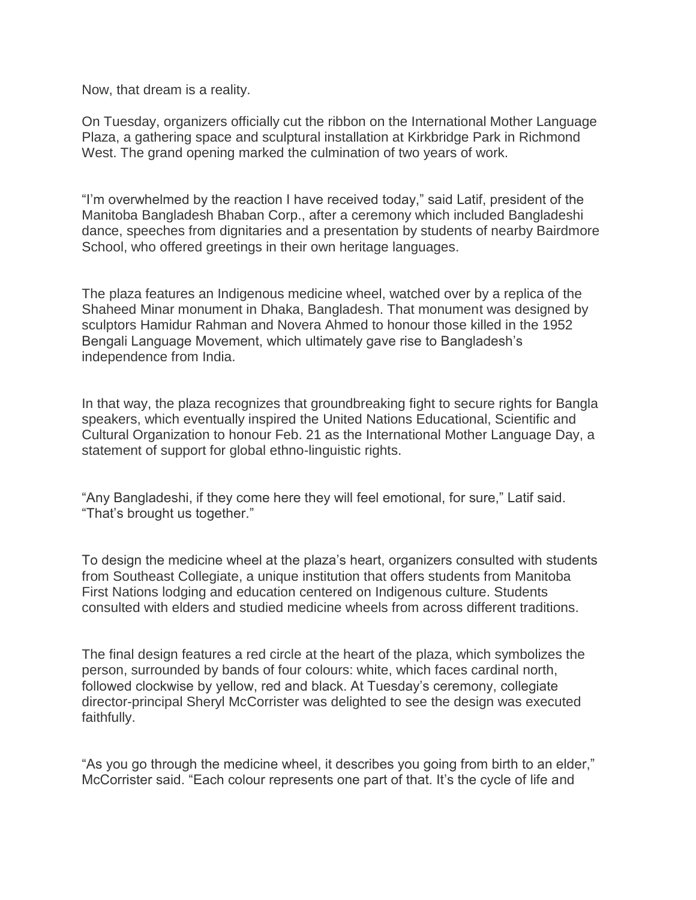Now, that dream is a reality.

On Tuesday, organizers officially cut the ribbon on the International Mother Language Plaza, a gathering space and sculptural installation at Kirkbridge Park in Richmond West. The grand opening marked the culmination of two years of work.

"I'm overwhelmed by the reaction I have received today," said Latif, president of the Manitoba Bangladesh Bhaban Corp., after a ceremony which included Bangladeshi dance, speeches from dignitaries and a presentation by students of nearby Bairdmore School, who offered greetings in their own heritage languages.

The plaza features an Indigenous medicine wheel, watched over by a replica of the Shaheed Minar monument in Dhaka, Bangladesh. That monument was designed by sculptors Hamidur Rahman and Novera Ahmed to honour those killed in the 1952 Bengali Language Movement, which ultimately gave rise to Bangladesh's independence from India.

In that way, the plaza recognizes that groundbreaking fight to secure rights for Bangla speakers, which eventually inspired the United Nations Educational, Scientific and Cultural Organization to honour Feb. 21 as the International Mother Language Day, a statement of support for global ethno-linguistic rights.

"Any Bangladeshi, if they come here they will feel emotional, for sure," Latif said. "That's brought us together."

To design the medicine wheel at the plaza's heart, organizers consulted with students from Southeast Collegiate, a unique institution that offers students from Manitoba First Nations lodging and education centered on Indigenous culture. Students consulted with elders and studied medicine wheels from across different traditions.

The final design features a red circle at the heart of the plaza, which symbolizes the person, surrounded by bands of four colours: white, which faces cardinal north, followed clockwise by yellow, red and black. At Tuesday's ceremony, collegiate director-principal Sheryl McCorrister was delighted to see the design was executed faithfully.

"As you go through the medicine wheel, it describes you going from birth to an elder," McCorrister said. "Each colour represents one part of that. It's the cycle of life and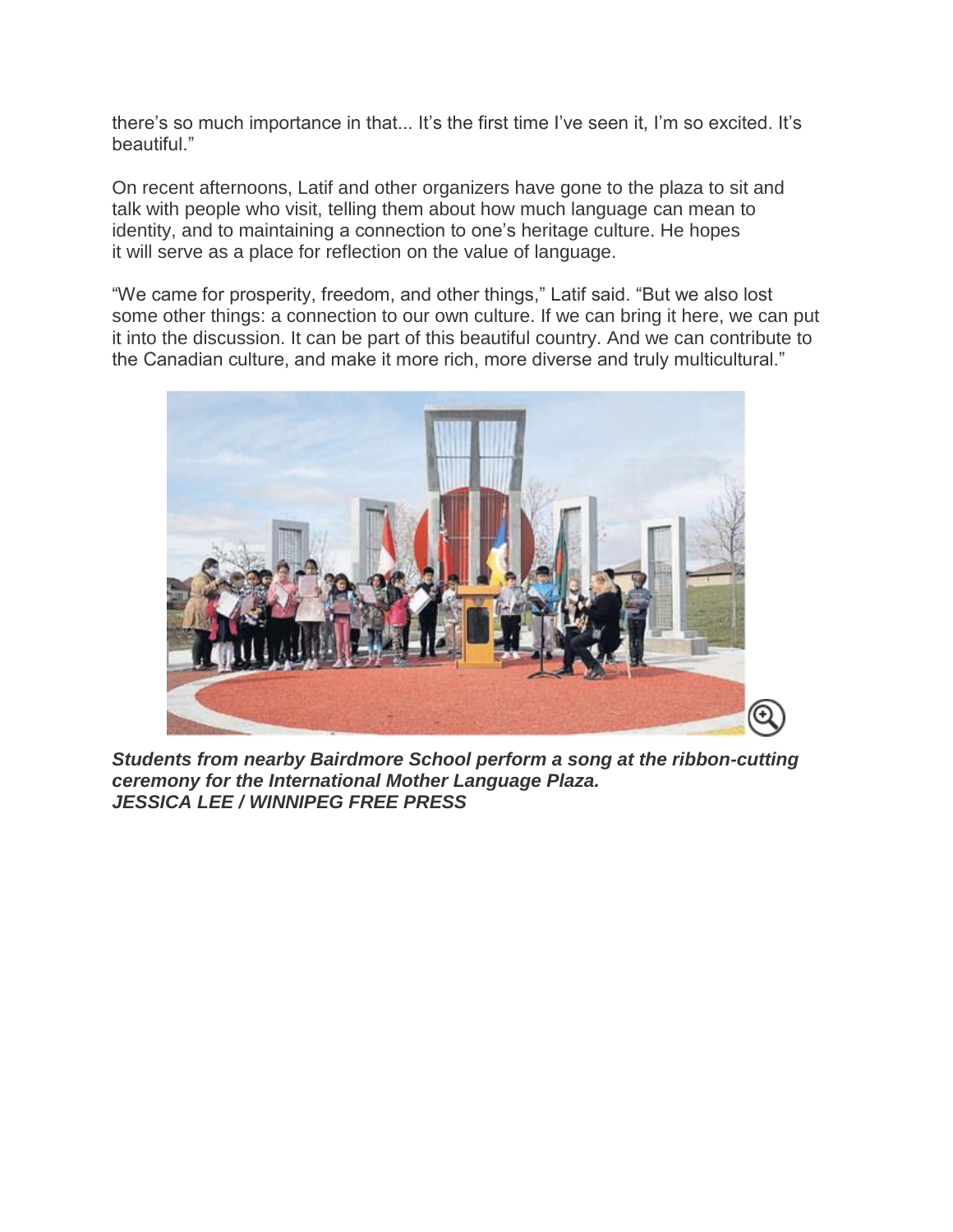there's so much importance in that... It's the first time I've seen it, I'm so excited. It's beautiful."

On recent afternoons, Latif and other organizers have gone to the plaza to sit and talk with people who visit, telling them about how much language can mean to identity, and to maintaining a connection to one's heritage culture. He hopes it will serve as a place for reflection on the value of language.

"We came for prosperity, freedom, and other things," Latif said. "But we also lost some other things: a connection to our own culture. If we can bring it here, we can put it into the discussion. It can be part of this beautiful country. And we can contribute to the Canadian culture, and make it more rich, more diverse and truly multicultural."

***Students from nearby Bairdmore School perform a song at the ribbon-cutting ceremony for the International Mother Language Plaza.***
***JESSICA LEE / WINNIPEG FREE PRESS***